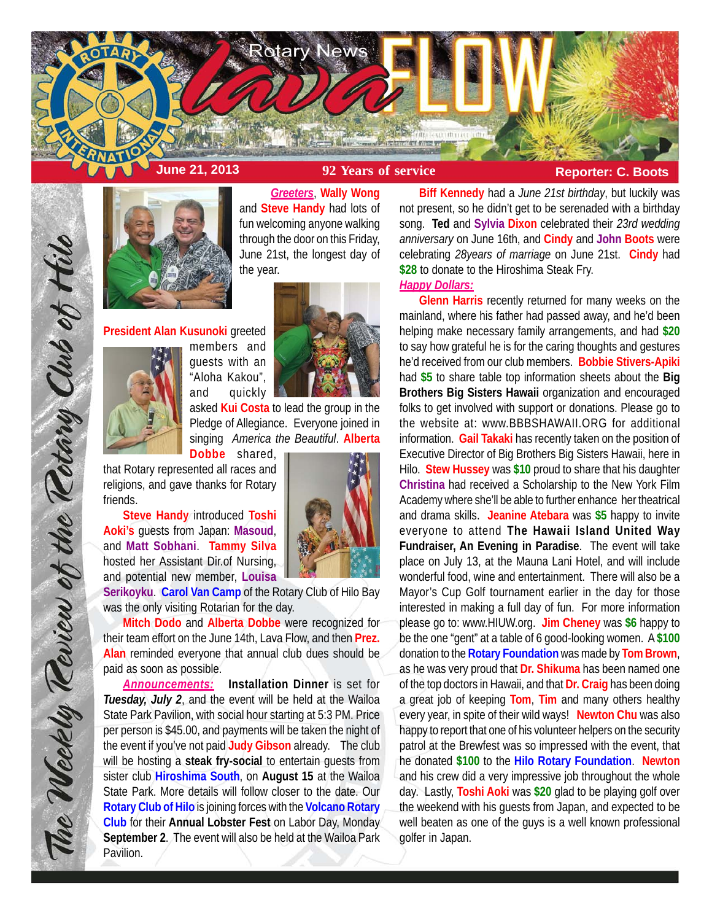# Rotary News lava FLOW

The Weekly Review of the Rotary Club of Hilo

**June 21, 2013** | **92 Years of service** | **Reporter: C. Boots**

***Greeters***, **Wally Wong** and **Steve Handy** had lots of fun welcoming anyone walking through the door on this Friday, June 21st, the longest day of the year.

**President Alan Kusunoki** greeted members and guests with an "Aloha Kakou", and quickly asked **Kui Costa** to lead the group in the Pledge of Allegiance. Everyone joined in singing *America the Beautiful*. **Alberta Dobbe** shared, that Rotary represented all races and religions, and gave thanks for Rotary friends.

**Steve Handy** introduced **Toshi Aoki's** guests from Japan: **Masoud**, and **Matt Sobhani**. **Tammy Silva** hosted her Assistant Dir.of Nursing, and potential new member, **Louisa Serikoyku**. **Carol Van Camp** of the Rotary Club of Hilo Bay was the only visiting Rotarian for the day.

**Mitch Dodo** and **Alberta Dobbe** were recognized for their team effort on the June 14th, Lava Flow, and then **Prez. Alan** reminded everyone that annual club dues should be paid as soon as possible.

***Announcements:*** **Installation Dinner** is set for ***Tuesday, July 2***, and the event will be held at the Wailoa State Park Pavilion, with social hour starting at 5:3 PM. Price per person is $45.00, and payments will be taken the night of the event if you've not paid **Judy Gibson** already. The club will be hosting a **steak fry-social** to entertain guests from sister club **Hiroshima South**, on **August 15** at the Wailoa State Park. More details will follow closer to the date. Our **Rotary Club of Hilo** is joining forces with the **Volcano Rotary Club** for their **Annual Lobster Fest** on Labor Day, Monday **September 2**. The event will also be held at the Wailoa Park Pavilion.

**Biff Kennedy** had a *June 21st birthday*, but luckily was not present, so he didn't get to be serenaded with a birthday song. **Ted** and **Sylvia Dixon** celebrated their *23rd wedding anniversary* on June 16th, and **Cindy** and **John Boots** were celebrating *28years of marriage* on June 21st. **Cindy** had **$28** to donate to the Hiroshima Steak Fry.

***Happy Dollars:***

**Glenn Harris** recently returned for many weeks on the mainland, where his father had passed away, and he'd been helping make necessary family arrangements, and had **$20** to say how grateful he is for the caring thoughts and gestures he'd received from our club members. **Bobbie Stivers-Apiki** had **$5** to share table top information sheets about the **Big Brothers Big Sisters Hawaii** organization and encouraged folks to get involved with support or donations. Please go to the website at: www.BBBSHAWAII.ORG for additional information. **Gail Takaki** has recently taken on the position of Executive Director of Big Brothers Big Sisters Hawaii, here in Hilo. **Stew Hussey** was **$10** proud to share that his daughter **Christina** had received a Scholarship to the New York Film Academy where she'll be able to further enhance her theatrical and drama skills. **Jeanine Atebara** was **$5** happy to invite everyone to attend **The Hawaii Island United Way Fundraiser, An Evening in Paradise**. The event will take place on July 13, at the Mauna Lani Hotel, and will include wonderful food, wine and entertainment. There will also be a Mayor's Cup Golf tournament earlier in the day for those interested in making a full day of fun. For more information please go to: www.HIUW.org. **Jim Cheney** was **$6** happy to be the one "gent" at a table of 6 good-looking women. A **$100** donation to the **Rotary Foundation** was made by **Tom Brown**, as he was very proud that **Dr. Shikuma** has been named one of the top doctors in Hawaii, and that **Dr. Craig** has been doing a great job of keeping **Tom**, **Tim** and many others healthy every year, in spite of their wild ways! **Newton Chu** was also happy to report that one of his volunteer helpers on the security patrol at the Brewfest was so impressed with the event, that he donated **$100** to the **Hilo Rotary Foundation**. **Newton** and his crew did a very impressive job throughout the whole day. Lastly, **Toshi Aoki** was **$20** glad to be playing golf over the weekend with his guests from Japan, and expected to be well beaten as one of the guys is a well known professional golfer in Japan.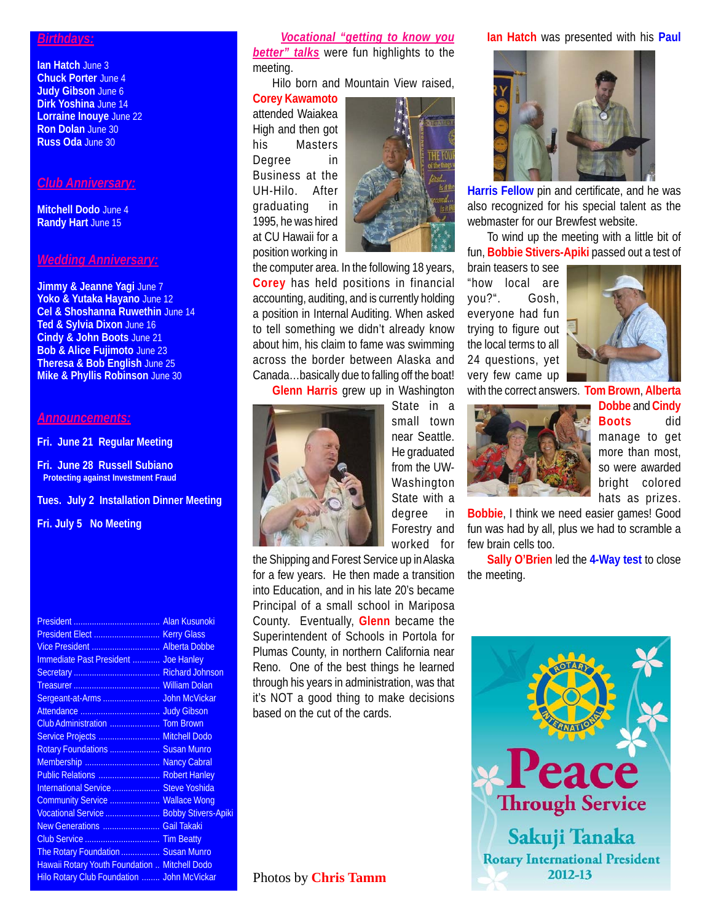## Birthdays:

**Ian Hatch** June 3
**Chuck Porter** June 4
**Judy Gibson** June 6
**Dirk Yoshina** June 14
**Lorraine Inouye** June 22
**Ron Dolan** June 30
**Russ Oda** June 30

## Club Anniversary:

**Mitchell Dodo** June 4
**Randy Hart** June 15

## Wedding Anniversary:

**Jimmy & Jeanne Yagi** June 7
**Yoko & Yutaka Hayano** June 12
**Cel & Shoshanna Ruwethin** June 14
**Ted & Sylvia Dixon** June 16
**Cindy & John Boots** June 21
**Bob & Alice Fujimoto** June 23
**Theresa & Bob English** June 25
**Mike & Phyllis Robinson** June 30

## Announcements:

**Fri. June 21 Regular Meeting**

**Fri. June 28 Russell Subiano**
**Protecting against Investment Fraud**

**Tues. July 2 Installation Dinner Meeting**

**Fri. July 5 No Meeting**

| | |
|---|---|
| President | Alan Kusunoki |
| President Elect | Kerry Glass |
| Vice President | Alberta Dobbe |
| Immediate Past President | Joe Hanley |
| Secretary | Richard Johnson |
| Treasurer | William Dolan |
| Sergeant-at-Arms | John McVickar |
| Attendance | Judy Gibson |
| Club Administration | Tom Brown |
| Service Projects | Mitchell Dodo |
| Rotary Foundations | Susan Munro |
| Membership | Nancy Cabral |
| Public Relations | Robert Hanley |
| International Service | Steve Yoshida |
| Community Service | Wallace Wong |
| Vocational Service | Bobby Stivers-Apiki |
| New Generations | Gail Takaki |
| Club Service | Tim Beatty |
| The Rotary Foundation | Susan Munro |
| Hawaii Rotary Youth Foundation | Mitchell Dodo |
| Hilo Rotary Club Foundation | John McVickar |

***Vocational "getting to know you better" talks*** were fun highlights to the meeting.

Hilo born and Mountain View raised, **Corey Kawamoto** attended Waiakea High and then got his Masters Degree in Business at the UH-Hilo. After graduating in 1995, he was hired at CU Hawaii for a position working in the computer area. In the following 18 years, **Corey** has held positions in financial accounting, auditing, and is currently holding a position in Internal Auditing. When asked to tell something we didn't already know about him, his claim to fame was swimming across the border between Alaska and Canada…basically due to falling off the boat!

**Glenn Harris** grew up in Washington State in a small town near Seattle. He graduated from the UW-Washington State with a degree in Forestry and worked for the Shipping and Forest Service up in Alaska for a few years. He then made a transition into Education, and in his late 20's became Principal of a small school in Mariposa County. Eventually, **Glenn** became the Superintendent of Schools in Portola for Plumas County, in northern California near Reno. One of the best things he learned through his years in administration, was that it's NOT a good thing to make decisions based on the cut of the cards.

Photos by **Chris Tamm**

**Ian Hatch** was presented with his **Paul Harris Fellow** pin and certificate, and he was also recognized for his special talent as the webmaster for our Brewfest website.

To wind up the meeting with a little bit of fun, **Bobbie Stivers-Apiki** passed out a test of brain teasers to see "how local are you?". Gosh, everyone had fun trying to figure out the local terms to all 24 questions, yet very few came up with the correct answers. **Tom Brown**, **Alberta Dobbe** and **Cindy Boots** did manage to get more than most, so were awarded bright colored hats as prizes. **Bobbie**, I think we need easier games! Good fun was had by all, plus we had to scramble a few brain cells too.

**Sally O'Brien** led the **4-Way test** to close the meeting.

Rotary International
Peace Through Service
Sakuji Tanaka
Rotary International President
2012-13